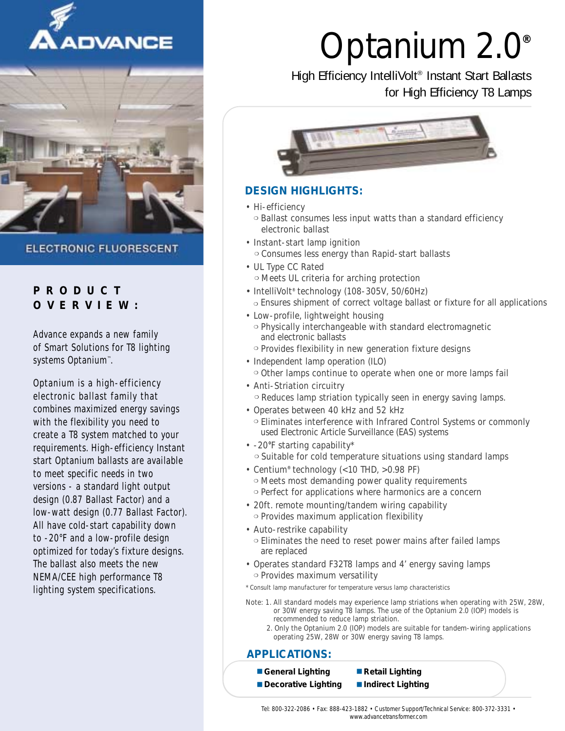ADVANCE

ELECTRONIC FLUORESCENT

# Optanium 2.0®

## High Efficiency IntelliVolt® Instant Start Ballasts for High Efficiency T8 Lamps

## PRODUCT OVERVIEW:

Advance expands a new family of Smart Solutions for T8 lighting systems Optanium™.

Optanium is a high-efficiency electronic ballast family that combines maximized energy savings with the flexibility you need to create a T8 system matched to your requirements. High-efficiency Instant start Optanium ballasts are available to meet specific needs in two versions - a standard light output design (0.87 Ballast Factor) and a low-watt design (0.77 Ballast Factor). All have cold-start capability down to -20°F and a low-profile design optimized for today's fixture designs. The ballast also meets the new NEMA/CEE high performance T8 lighting system specifications.

## DESIGN HIGHLIGHTS:

- Hi-efficiency
  - Ballast consumes less input watts than a standard efficiency electronic ballast
- Instant-start lamp ignition
  - Consumes less energy than Rapid-start ballasts
- UL Type CC Rated
  - Meets UL criteria for arching protection
- IntelliVolt® technology (108-305V, 50/60Hz)
  - Ensures shipment of correct voltage ballast or fixture for all applications
- Low-profile, lightweight housing
  - Physically interchangeable with standard electromagnetic and electronic ballasts
  - Provides flexibility in new generation fixture designs
- Independent lamp operation (ILO)
  - Other lamps continue to operate when one or more lamps fail
- Anti-Striation circuitry
  - Reduces lamp striation typically seen in energy saving lamps.
- Operates between 40 kHz and 52 kHz
  - Eliminates interference with Infrared Control Systems or commonly used Electronic Article Surveillance (EAS) systems
- -20°F starting capability*
  - Suitable for cold temperature situations using standard lamps
- Centium® technology (<10 THD, >0.98 PF)
  - Meets most demanding power quality requirements
  - Perfect for applications where harmonics are a concern
- 20ft. remote mounting/tandem wiring capability
  - Provides maximum application flexibility
- Auto-restrike capability
  - Eliminates the need to reset power mains after failed lamps are replaced
- Operates standard F32T8 lamps and 4' energy saving lamps
  - Provides maximum versatility

* Consult lamp manufacturer for temperature versus lamp characteristics

Note: 1. All standard models may experience lamp striations when operating with 25W, 28W, or 30W energy saving T8 lamps. The use of the Optanium 2.0 (IOP) models is recommended to reduce lamp striation.
2. Only the Optanium 2.0 (IOP) models are suitable for tandem-wiring applications operating 25W, 28W or 30W energy saving T8 lamps.

## APPLICATIONS:

- General Lighting
- Retail Lighting
- Decorative Lighting
- Indirect Lighting

Tel: 800-322-2086 • Fax: 888-423-1882 • Customer Support/Technical Service: 800-372-3331 • www.advancetransformer.com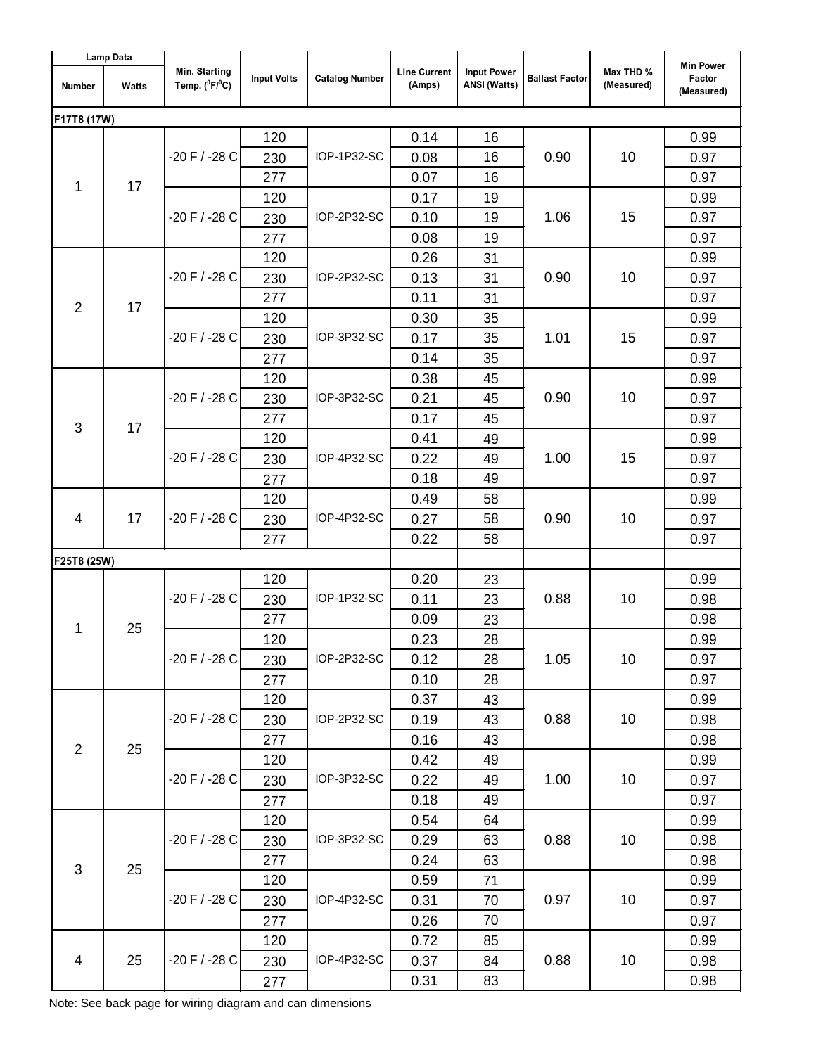| Lamp Data | | Min. Starting Temp. ($^0$F/$^0$C) | Input Volts | Catalog Number | Line Current (Amps) | Input Power ANSI (Watts) | Ballast Factor | Max THD % (Measured) | Min Power Factor (Measured) |
|---|---|---|---|---|---|---|---|---|---|
| Number | Watts | | | | | | | | |
| **F17T8 (17W)** | | | | | | | | | |
| 1 | 17 | -20 F / -28 C | 120 | IOP-1P32-SC | 0.14 | 16 | 0.90 | 10 | 0.99 |
| | | | 230 | | 0.08 | 16 | | | 0.97 |
| | | | 277 | | 0.07 | 16 | | | 0.97 |
| | | -20 F / -28 C | 120 | IOP-2P32-SC | 0.17 | 19 | 1.06 | 15 | 0.99 |
| | | | 230 | | 0.10 | 19 | | | 0.97 |
| | | | 277 | | 0.08 | 19 | | | 0.97 |
| 2 | 17 | -20 F / -28 C | 120 | IOP-2P32-SC | 0.26 | 31 | 0.90 | 10 | 0.99 |
| | | | 230 | | 0.13 | 31 | | | 0.97 |
| | | | 277 | | 0.11 | 31 | | | 0.97 |
| | | -20 F / -28 C | 120 | IOP-3P32-SC | 0.30 | 35 | 1.01 | 15 | 0.99 |
| | | | 230 | | 0.17 | 35 | | | 0.97 |
| | | | 277 | | 0.14 | 35 | | | 0.97 |
| 3 | 17 | -20 F / -28 C | 120 | IOP-3P32-SC | 0.38 | 45 | 0.90 | 10 | 0.99 |
| | | | 230 | | 0.21 | 45 | | | 0.97 |
| | | | 277 | | 0.17 | 45 | | | 0.97 |
| | | -20 F / -28 C | 120 | IOP-4P32-SC | 0.41 | 49 | 1.00 | 15 | 0.99 |
| | | | 230 | | 0.22 | 49 | | | 0.97 |
| | | | 277 | | 0.18 | 49 | | | 0.97 |
| 4 | 17 | -20 F / -28 C | 120 | IOP-4P32-SC | 0.49 | 58 | 0.90 | 10 | 0.99 |
| | | | 230 | | 0.27 | 58 | | | 0.97 |
| | | | 277 | | 0.22 | 58 | | | 0.97 |
| **F25T8 (25W)** | | | | | | | | | |
| 1 | 25 | -20 F / -28 C | 120 | IOP-1P32-SC | 0.20 | 23 | 0.88 | 10 | 0.99 |
| | | | 230 | | 0.11 | 23 | | | 0.98 |
| | | | 277 | | 0.09 | 23 | | | 0.98 |
| | | -20 F / -28 C | 120 | IOP-2P32-SC | 0.23 | 28 | 1.05 | 10 | 0.99 |
| | | | 230 | | 0.12 | 28 | | | 0.97 |
| | | | 277 | | 0.10 | 28 | | | 0.97 |
| 2 | 25 | -20 F / -28 C | 120 | IOP-2P32-SC | 0.37 | 43 | 0.88 | 10 | 0.99 |
| | | | 230 | | 0.19 | 43 | | | 0.98 |
| | | | 277 | | 0.16 | 43 | | | 0.98 |
| | | -20 F / -28 C | 120 | IOP-3P32-SC | 0.42 | 49 | 1.00 | 10 | 0.99 |
| | | | 230 | | 0.22 | 49 | | | 0.97 |
| | | | 277 | | 0.18 | 49 | | | 0.97 |
| 3 | 25 | -20 F / -28 C | 120 | IOP-3P32-SC | 0.54 | 64 | 0.88 | 10 | 0.99 |
| | | | 230 | | 0.29 | 63 | | | 0.98 |
| | | | 277 | | 0.24 | 63 | | | 0.98 |
| | | -20 F / -28 C | 120 | IOP-4P32-SC | 0.59 | 71 | 0.97 | 10 | 0.99 |
| | | | 230 | | 0.31 | 70 | | | 0.97 |
| | | | 277 | | 0.26 | 70 | | | 0.97 |
| 4 | 25 | -20 F / -28 C | 120 | IOP-4P32-SC | 0.72 | 85 | 0.88 | 10 | 0.99 |
| | | | 230 | | 0.37 | 84 | | | 0.98 |
| | | | 277 | | 0.31 | 83 | | | 0.98 |

Note: See back page for wiring diagram and can dimensions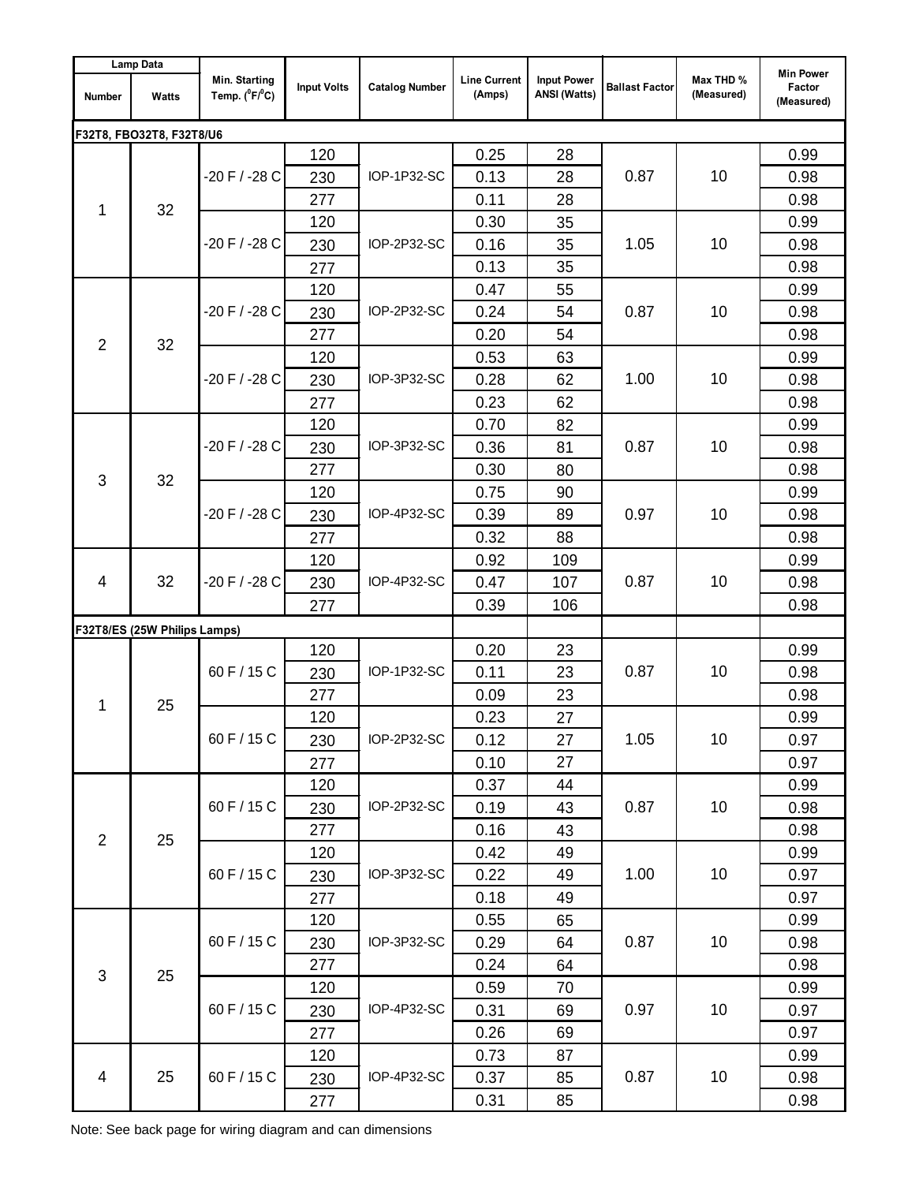| Lamp Data | | Min. Starting Temp. ($^0$F/$^0$C) | Input Volts | Catalog Number | Line Current (Amps) | Input Power ANSI (Watts) | Ballast Factor | Max THD % (Measured) | Min Power Factor (Measured) |
|---|---|---|---|---|---|---|---|---|---|
| Number | Watts | | | | | | | | |
| **F32T8, FBO32T8, F32T8/U6** | | | | | | | | | |
| 1 | 32 | -20 F / -28 C | 120 | IOP-1P32-SC | 0.25 | 28 | 0.87 | 10 | 0.99 |
| | | | 230 | | 0.13 | 28 | | | 0.98 |
| | | | 277 | | 0.11 | 28 | | | 0.98 |
| | | -20 F / -28 C | 120 | IOP-2P32-SC | 0.30 | 35 | 1.05 | 10 | 0.99 |
| | | | 230 | | 0.16 | 35 | | | 0.98 |
| | | | 277 | | 0.13 | 35 | | | 0.98 |
| 2 | 32 | -20 F / -28 C | 120 | IOP-2P32-SC | 0.47 | 55 | 0.87 | 10 | 0.99 |
| | | | 230 | | 0.24 | 54 | | | 0.98 |
| | | | 277 | | 0.20 | 54 | | | 0.98 |
| | | -20 F / -28 C | 120 | IOP-3P32-SC | 0.53 | 63 | 1.00 | 10 | 0.99 |
| | | | 230 | | 0.28 | 62 | | | 0.98 |
| | | | 277 | | 0.23 | 62 | | | 0.98 |
| 3 | 32 | -20 F / -28 C | 120 | IOP-3P32-SC | 0.70 | 82 | 0.87 | 10 | 0.99 |
| | | | 230 | | 0.36 | 81 | | | 0.98 |
| | | | 277 | | 0.30 | 80 | | | 0.98 |
| | | -20 F / -28 C | 120 | IOP-4P32-SC | 0.75 | 90 | 0.97 | 10 | 0.99 |
| | | | 230 | | 0.39 | 89 | | | 0.98 |
| | | | 277 | | 0.32 | 88 | | | 0.98 |
| 4 | 32 | -20 F / -28 C | 120 | IOP-4P32-SC | 0.92 | 109 | 0.87 | 10 | 0.99 |
| | | | 230 | | 0.47 | 107 | | | 0.98 |
| | | | 277 | | 0.39 | 106 | | | 0.98 |
| **F32T8/ES (25W Philips Lamps)** | | | | | | | | | |
| 1 | 25 | 60 F / 15 C | 120 | IOP-1P32-SC | 0.20 | 23 | 0.87 | 10 | 0.99 |
| | | | 230 | | 0.11 | 23 | | | 0.98 |
| | | | 277 | | 0.09 | 23 | | | 0.98 |
| | | 60 F / 15 C | 120 | IOP-2P32-SC | 0.23 | 27 | 1.05 | 10 | 0.99 |
| | | | 230 | | 0.12 | 27 | | | 0.97 |
| | | | 277 | | 0.10 | 27 | | | 0.97 |
| 2 | 25 | 60 F / 15 C | 120 | IOP-2P32-SC | 0.37 | 44 | 0.87 | 10 | 0.99 |
| | | | 230 | | 0.19 | 43 | | | 0.98 |
| | | | 277 | | 0.16 | 43 | | | 0.98 |
| | | 60 F / 15 C | 120 | IOP-3P32-SC | 0.42 | 49 | 1.00 | 10 | 0.99 |
| | | | 230 | | 0.22 | 49 | | | 0.97 |
| | | | 277 | | 0.18 | 49 | | | 0.97 |
| 3 | 25 | 60 F / 15 C | 120 | IOP-3P32-SC | 0.55 | 65 | 0.87 | 10 | 0.99 |
| | | | 230 | | 0.29 | 64 | | | 0.98 |
| | | | 277 | | 0.24 | 64 | | | 0.98 |
| | | 60 F / 15 C | 120 | IOP-4P32-SC | 0.59 | 70 | 0.97 | 10 | 0.99 |
| | | | 230 | | 0.31 | 69 | | | 0.97 |
| | | | 277 | | 0.26 | 69 | | | 0.97 |
| 4 | 25 | 60 F / 15 C | 120 | IOP-4P32-SC | 0.73 | 87 | 0.87 | 10 | 0.99 |
| | | | 230 | | 0.37 | 85 | | | 0.98 |
| | | | 277 | | 0.31 | 85 | | | 0.98 |

Note: See back page for wiring diagram and can dimensions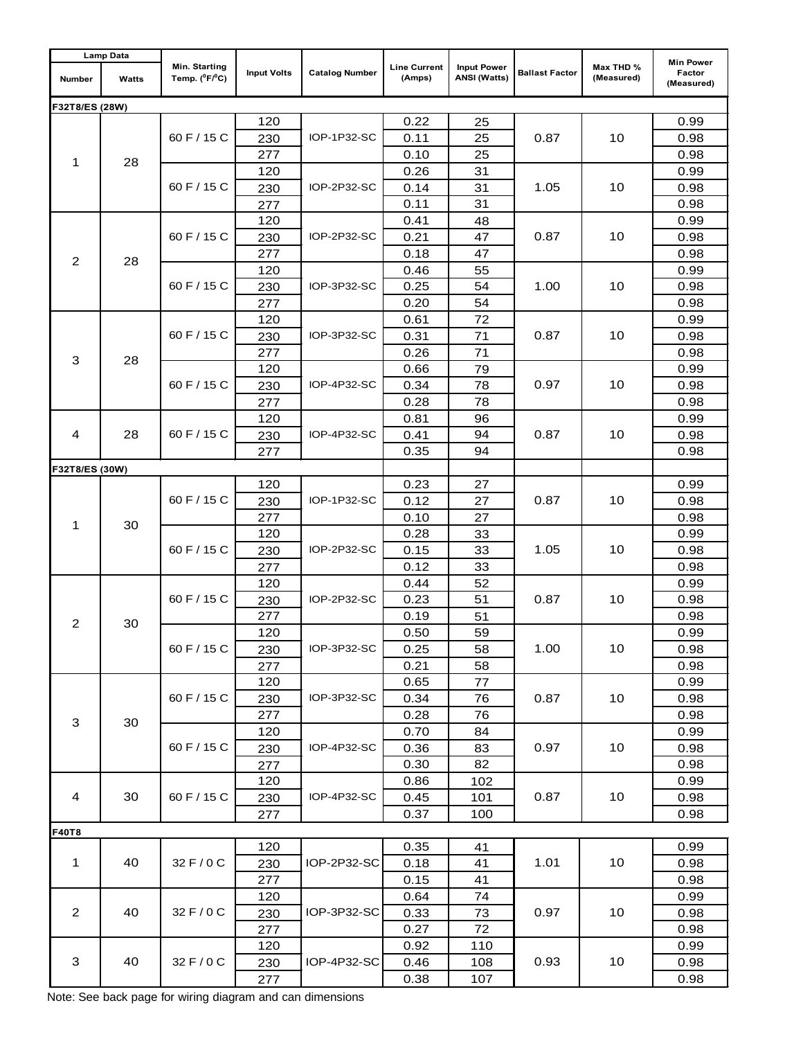| Lamp Data | | Min. Starting Temp. (°F/°C) | Input Volts | Catalog Number | Line Current (Amps) | Input Power ANSI (Watts) | Ballast Factor | Max THD % (Measured) | Min Power Factor (Measured) |
|---|---|---|---|---|---|---|---|---|---|
| Number | Watts | | | | | | | | |
| **F32T8/ES (28W)** | | | | | | | | | |
| 1 | 28 | 60 F / 15 C | 120 | IOP-1P32-SC | 0.22 | 25 | 0.87 | 10 | 0.99 |
| | | | 230 | | 0.11 | 25 | | | 0.98 |
| | | | 277 | | 0.10 | 25 | | | 0.98 |
| | | 60 F / 15 C | 120 | IOP-2P32-SC | 0.26 | 31 | 1.05 | 10 | 0.99 |
| | | | 230 | | 0.14 | 31 | | | 0.98 |
| | | | 277 | | 0.11 | 31 | | | 0.98 |
| 2 | 28 | 60 F / 15 C | 120 | IOP-2P32-SC | 0.41 | 48 | 0.87 | 10 | 0.99 |
| | | | 230 | | 0.21 | 47 | | | 0.98 |
| | | | 277 | | 0.18 | 47 | | | 0.98 |
| | | 60 F / 15 C | 120 | IOP-3P32-SC | 0.46 | 55 | 1.00 | 10 | 0.99 |
| | | | 230 | | 0.25 | 54 | | | 0.98 |
| | | | 277 | | 0.20 | 54 | | | 0.98 |
| 3 | 28 | 60 F / 15 C | 120 | IOP-3P32-SC | 0.61 | 72 | 0.87 | 10 | 0.99 |
| | | | 230 | | 0.31 | 71 | | | 0.98 |
| | | | 277 | | 0.26 | 71 | | | 0.98 |
| | | 60 F / 15 C | 120 | IOP-4P32-SC | 0.66 | 79 | 0.97 | 10 | 0.99 |
| | | | 230 | | 0.34 | 78 | | | 0.98 |
| | | | 277 | | 0.28 | 78 | | | 0.98 |
| 4 | 28 | 60 F / 15 C | 120 | IOP-4P32-SC | 0.81 | 96 | 0.87 | 10 | 0.99 |
| | | | 230 | | 0.41 | 94 | | | 0.98 |
| | | | 277 | | 0.35 | 94 | | | 0.98 |
| **F32T8/ES (30W)** | | | | | | | | | |
| 1 | 30 | 60 F / 15 C | 120 | IOP-1P32-SC | 0.23 | 27 | 0.87 | 10 | 0.99 |
| | | | 230 | | 0.12 | 27 | | | 0.98 |
| | | | 277 | | 0.10 | 27 | | | 0.98 |
| | | 60 F / 15 C | 120 | IOP-2P32-SC | 0.28 | 33 | 1.05 | 10 | 0.99 |
| | | | 230 | | 0.15 | 33 | | | 0.98 |
| | | | 277 | | 0.12 | 33 | | | 0.98 |
| 2 | 30 | 60 F / 15 C | 120 | IOP-2P32-SC | 0.44 | 52 | 0.87 | 10 | 0.99 |
| | | | 230 | | 0.23 | 51 | | | 0.98 |
| | | | 277 | | 0.19 | 51 | | | 0.98 |
| | | 60 F / 15 C | 120 | IOP-3P32-SC | 0.50 | 59 | 1.00 | 10 | 0.99 |
| | | | 230 | | 0.25 | 58 | | | 0.98 |
| | | | 277 | | 0.21 | 58 | | | 0.98 |
| 3 | 30 | 60 F / 15 C | 120 | IOP-3P32-SC | 0.65 | 77 | 0.87 | 10 | 0.99 |
| | | | 230 | | 0.34 | 76 | | | 0.98 |
| | | | 277 | | 0.28 | 76 | | | 0.98 |
| | | 60 F / 15 C | 120 | IOP-4P32-SC | 0.70 | 84 | 0.97 | 10 | 0.99 |
| | | | 230 | | 0.36 | 83 | | | 0.98 |
| | | | 277 | | 0.30 | 82 | | | 0.98 |
| 4 | 30 | 60 F / 15 C | 120 | IOP-4P32-SC | 0.86 | 102 | 0.87 | 10 | 0.99 |
| | | | 230 | | 0.45 | 101 | | | 0.98 |
| | | | 277 | | 0.37 | 100 | | | 0.98 |
| **F40T8** | | | | | | | | | |
| 1 | 40 | 32 F / 0 C | 120 | IOP-2P32-SC | 0.35 | 41 | 1.01 | 10 | 0.99 |
| | | | 230 | | 0.18 | 41 | | | 0.98 |
| | | | 277 | | 0.15 | 41 | | | 0.98 |
| 2 | 40 | 32 F / 0 C | 120 | IOP-3P32-SC | 0.64 | 74 | 0.97 | 10 | 0.99 |
| | | | 230 | | 0.33 | 73 | | | 0.98 |
| | | | 277 | | 0.27 | 72 | | | 0.98 |
| 3 | 40 | 32 F / 0 C | 120 | IOP-4P32-SC | 0.92 | 110 | 0.93 | 10 | 0.99 |
| | | | 230 | | 0.46 | 108 | | | 0.98 |
| | | | 277 | | 0.38 | 107 | | | 0.98 |

Note: See back page for wiring diagram and can dimensions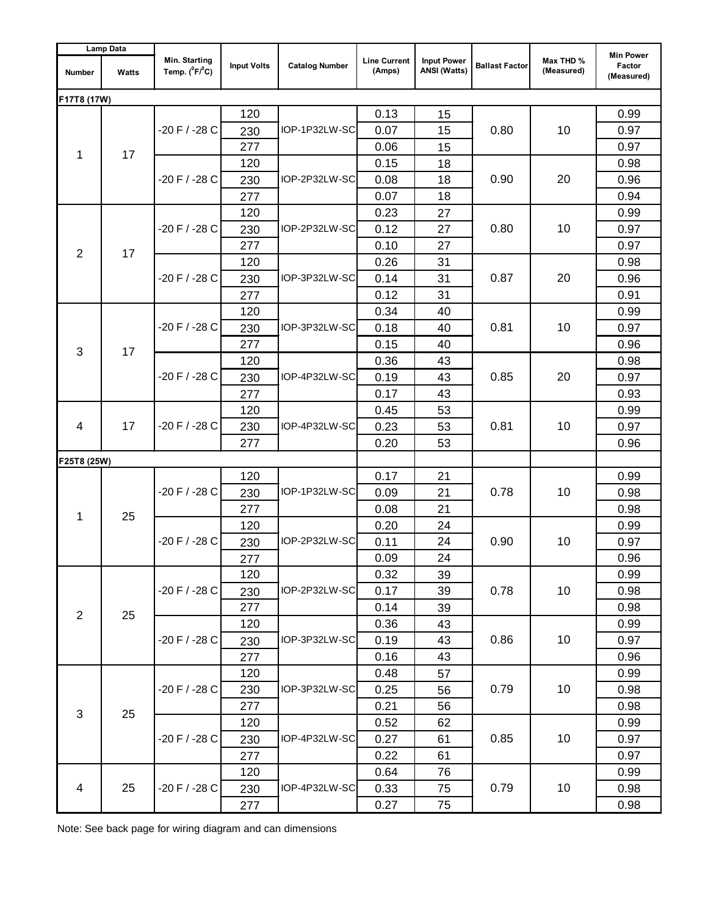| Lamp Data | | Min. Starting Temp. ($^0F/^0C$) | Input Volts | Catalog Number | Line Current (Amps) | Input Power ANSI (Watts) | Ballast Factor | Max THD % (Measured) | Min Power Factor (Measured) |
|---|---|---|---|---|---|---|---|---|---|
| **Number** | **Watts** | | | | | | | | |
| **F17T8 (17W)** | | | | | | | | | |
| 1 | 17 | -20 F / -28 C | 120 | IOP-1P32LW-SC | 0.13 | 15 | 0.80 | 10 | 0.99 |
| | | | 230 | | 0.07 | 15 | | | 0.97 |
| | | | 277 | | 0.06 | 15 | | | 0.97 |
| | | -20 F / -28 C | 120 | IOP-2P32LW-SC | 0.15 | 18 | 0.90 | 20 | 0.98 |
| | | | 230 | | 0.08 | 18 | | | 0.96 |
| | | | 277 | | 0.07 | 18 | | | 0.94 |
| 2 | 17 | -20 F / -28 C | 120 | IOP-2P32LW-SC | 0.23 | 27 | 0.80 | 10 | 0.99 |
| | | | 230 | | 0.12 | 27 | | | 0.97 |
| | | | 277 | | 0.10 | 27 | | | 0.97 |
| | | -20 F / -28 C | 120 | IOP-3P32LW-SC | 0.26 | 31 | 0.87 | 20 | 0.98 |
| | | | 230 | | 0.14 | 31 | | | 0.96 |
| | | | 277 | | 0.12 | 31 | | | 0.91 |
| 3 | 17 | -20 F / -28 C | 120 | IOP-3P32LW-SC | 0.34 | 40 | 0.81 | 10 | 0.99 |
| | | | 230 | | 0.18 | 40 | | | 0.97 |
| | | | 277 | | 0.15 | 40 | | | 0.96 |
| | | -20 F / -28 C | 120 | IOP-4P32LW-SC | 0.36 | 43 | 0.85 | 20 | 0.98 |
| | | | 230 | | 0.19 | 43 | | | 0.97 |
| | | | 277 | | 0.17 | 43 | | | 0.93 |
| 4 | 17 | -20 F / -28 C | 120 | IOP-4P32LW-SC | 0.45 | 53 | 0.81 | 10 | 0.99 |
| | | | 230 | | 0.23 | 53 | | | 0.97 |
| | | | 277 | | 0.20 | 53 | | | 0.96 |
| **F25T8 (25W)** | | | | | | | | | |
| 1 | 25 | -20 F / -28 C | 120 | IOP-1P32LW-SC | 0.17 | 21 | 0.78 | 10 | 0.99 |
| | | | 230 | | 0.09 | 21 | | | 0.98 |
| | | | 277 | | 0.08 | 21 | | | 0.98 |
| | | -20 F / -28 C | 120 | IOP-2P32LW-SC | 0.20 | 24 | 0.90 | 10 | 0.99 |
| | | | 230 | | 0.11 | 24 | | | 0.97 |
| | | | 277 | | 0.09 | 24 | | | 0.96 |
| 2 | 25 | -20 F / -28 C | 120 | IOP-2P32LW-SC | 0.32 | 39 | 0.78 | 10 | 0.99 |
| | | | 230 | | 0.17 | 39 | | | 0.98 |
| | | | 277 | | 0.14 | 39 | | | 0.98 |
| | | -20 F / -28 C | 120 | IOP-3P32LW-SC | 0.36 | 43 | 0.86 | 10 | 0.99 |
| | | | 230 | | 0.19 | 43 | | | 0.97 |
| | | | 277 | | 0.16 | 43 | | | 0.96 |
| 3 | 25 | -20 F / -28 C | 120 | IOP-3P32LW-SC | 0.48 | 57 | 0.79 | 10 | 0.99 |
| | | | 230 | | 0.25 | 56 | | | 0.98 |
| | | | 277 | | 0.21 | 56 | | | 0.98 |
| | | -20 F / -28 C | 120 | IOP-4P32LW-SC | 0.52 | 62 | 0.85 | 10 | 0.99 |
| | | | 230 | | 0.27 | 61 | | | 0.97 |
| | | | 277 | | 0.22 | 61 | | | 0.97 |
| 4 | 25 | -20 F / -28 C | 120 | IOP-4P32LW-SC | 0.64 | 76 | 0.79 | 10 | 0.99 |
| | | | 230 | | 0.33 | 75 | | | 0.98 |
| | | | 277 | | 0.27 | 75 | | | 0.98 |

Note: See back page for wiring diagram and can dimensions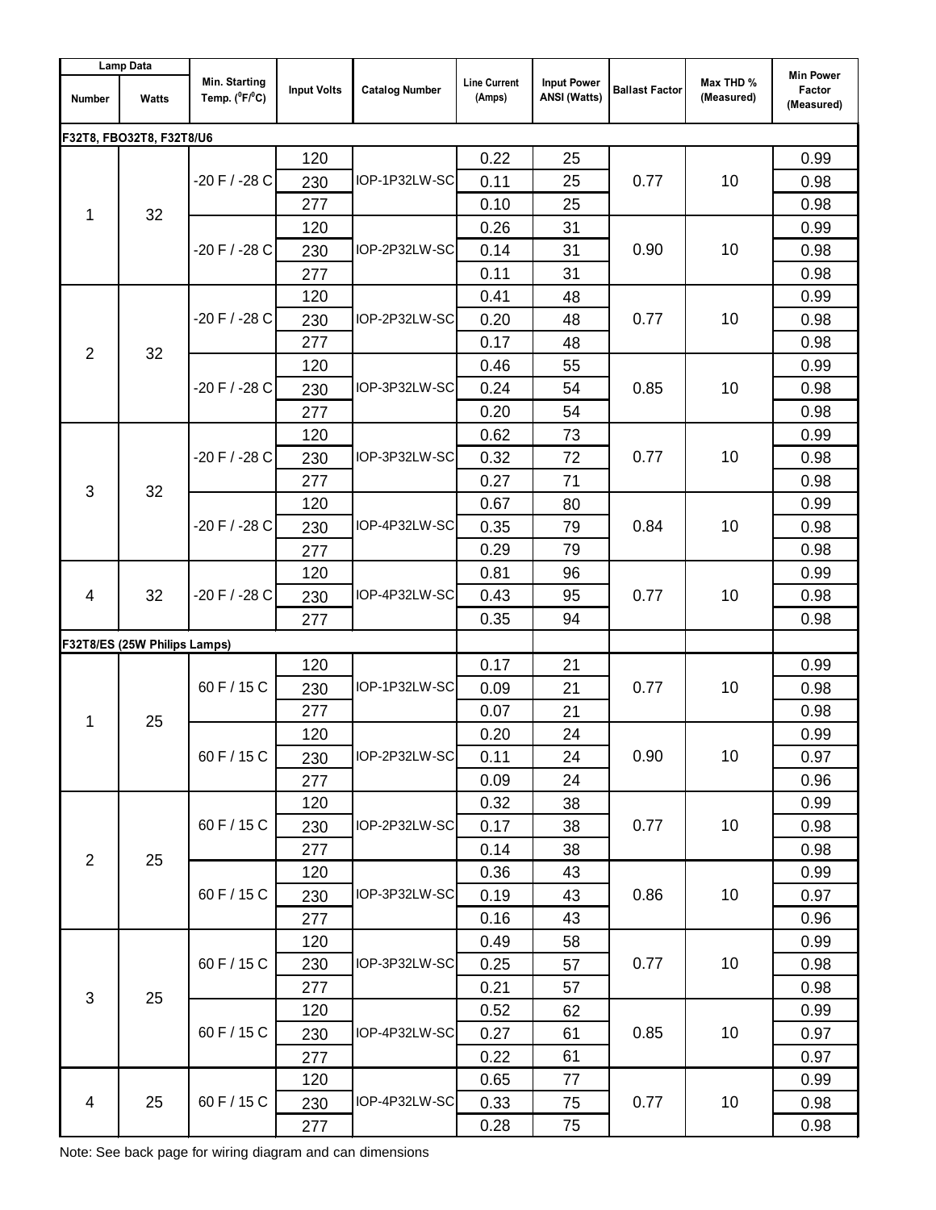| Lamp Data | | Min. Starting Temp. (°F/°C) | Input Volts | Catalog Number | Line Current (Amps) | Input Power ANSI (Watts) | Ballast Factor | Max THD % (Measured) | Min Power Factor (Measured) |
|---|---|---|---|---|---|---|---|---|---|
| Number | Watts | | | | | | | | |
| **F32T8, FBO32T8, F32T8/U6** | | | | | | | | | |
| 1 | 32 | -20 F / -28 C | 120 | IOP-1P32LW-SC | 0.22 | 25 | 0.77 | 10 | 0.99 |
| | | | 230 | | 0.11 | 25 | | | 0.98 |
| | | | 277 | | 0.10 | 25 | | | 0.98 |
| | | -20 F / -28 C | 120 | IOP-2P32LW-SC | 0.26 | 31 | 0.90 | 10 | 0.99 |
| | | | 230 | | 0.14 | 31 | | | 0.98 |
| | | | 277 | | 0.11 | 31 | | | 0.98 |
| 2 | 32 | -20 F / -28 C | 120 | IOP-2P32LW-SC | 0.41 | 48 | 0.77 | 10 | 0.99 |
| | | | 230 | | 0.20 | 48 | | | 0.98 |
| | | | 277 | | 0.17 | 48 | | | 0.98 |
| | | -20 F / -28 C | 120 | IOP-3P32LW-SC | 0.46 | 55 | 0.85 | 10 | 0.99 |
| | | | 230 | | 0.24 | 54 | | | 0.98 |
| | | | 277 | | 0.20 | 54 | | | 0.98 |
| 3 | 32 | -20 F / -28 C | 120 | IOP-3P32LW-SC | 0.62 | 73 | 0.77 | 10 | 0.99 |
| | | | 230 | | 0.32 | 72 | | | 0.98 |
| | | | 277 | | 0.27 | 71 | | | 0.98 |
| | | -20 F / -28 C | 120 | IOP-4P32LW-SC | 0.67 | 80 | 0.84 | 10 | 0.99 |
| | | | 230 | | 0.35 | 79 | | | 0.98 |
| | | | 277 | | 0.29 | 79 | | | 0.98 |
| 4 | 32 | -20 F / -28 C | 120 | IOP-4P32LW-SC | 0.81 | 96 | 0.77 | 10 | 0.99 |
| | | | 230 | | 0.43 | 95 | | | 0.98 |
| | | | 277 | | 0.35 | 94 | | | 0.98 |
| **F32T8/ES (25W Philips Lamps)** | | | | | | | | | |
| 1 | 25 | 60 F / 15 C | 120 | IOP-1P32LW-SC | 0.17 | 21 | 0.77 | 10 | 0.99 |
| | | | 230 | | 0.09 | 21 | | | 0.98 |
| | | | 277 | | 0.07 | 21 | | | 0.98 |
| | | 60 F / 15 C | 120 | IOP-2P32LW-SC | 0.20 | 24 | 0.90 | 10 | 0.99 |
| | | | 230 | | 0.11 | 24 | | | 0.97 |
| | | | 277 | | 0.09 | 24 | | | 0.96 |
| 2 | 25 | 60 F / 15 C | 120 | IOP-2P32LW-SC | 0.32 | 38 | 0.77 | 10 | 0.99 |
| | | | 230 | | 0.17 | 38 | | | 0.98 |
| | | | 277 | | 0.14 | 38 | | | 0.98 |
| | | 60 F / 15 C | 120 | IOP-3P32LW-SC | 0.36 | 43 | 0.86 | 10 | 0.99 |
| | | | 230 | | 0.19 | 43 | | | 0.97 |
| | | | 277 | | 0.16 | 43 | | | 0.96 |
| 3 | 25 | 60 F / 15 C | 120 | IOP-3P32LW-SC | 0.49 | 58 | 0.77 | 10 | 0.99 |
| | | | 230 | | 0.25 | 57 | | | 0.98 |
| | | | 277 | | 0.21 | 57 | | | 0.98 |
| | | 60 F / 15 C | 120 | IOP-4P32LW-SC | 0.52 | 62 | 0.85 | 10 | 0.99 |
| | | | 230 | | 0.27 | 61 | | | 0.97 |
| | | | 277 | | 0.22 | 61 | | | 0.97 |
| 4 | 25 | 60 F / 15 C | 120 | IOP-4P32LW-SC | 0.65 | 77 | 0.77 | 10 | 0.99 |
| | | | 230 | | 0.33 | 75 | | | 0.98 |
| | | | 277 | | 0.28 | 75 | | | 0.98 |

Note: See back page for wiring diagram and can dimensions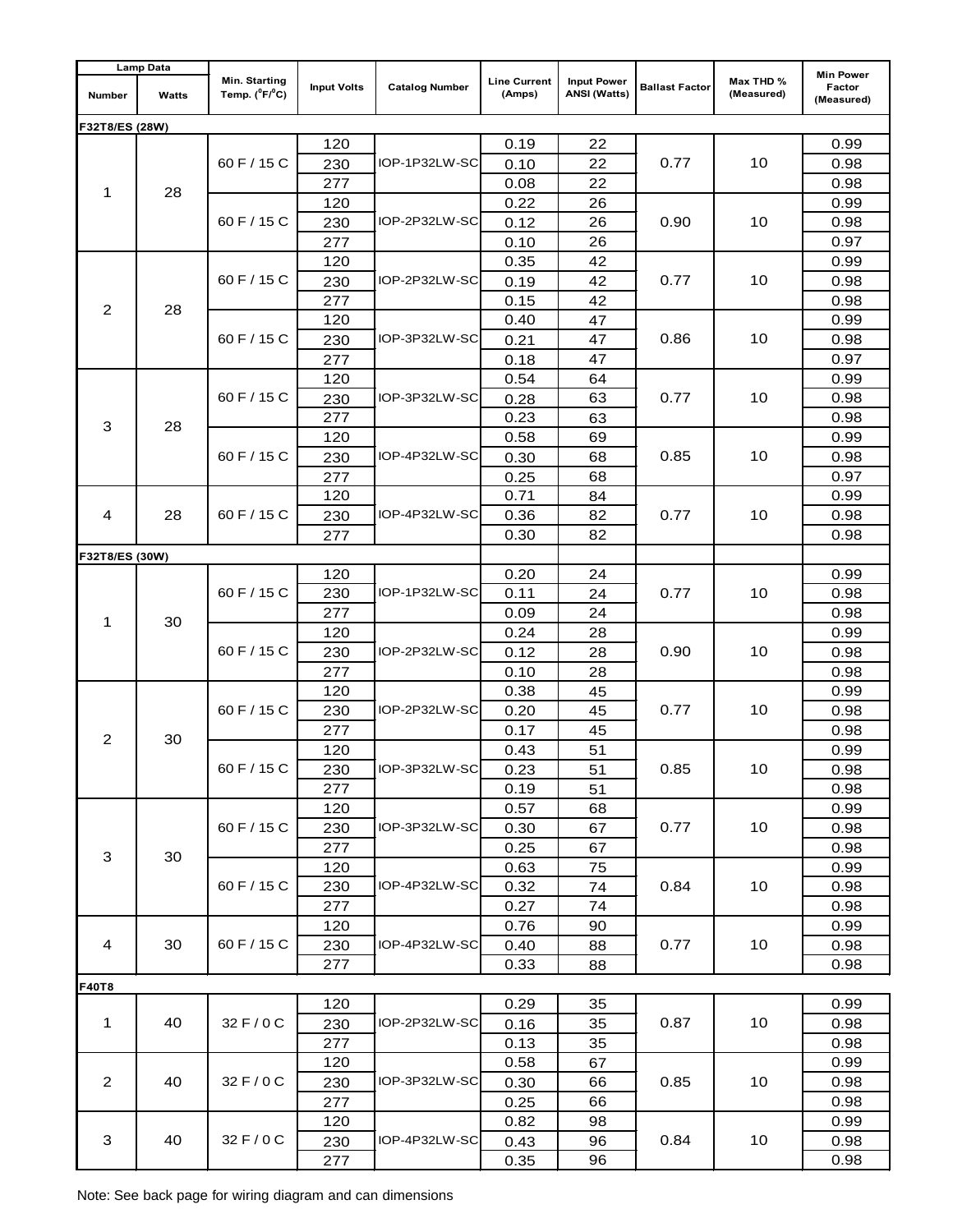| Lamp Data | | Min. Starting Temp. ($^0$F/$^0$C) | Input Volts | Catalog Number | Line Current (Amps) | Input Power ANSI (Watts) | Ballast Factor | Max THD % (Measured) | Min Power Factor (Measured) |
|---|---|---|---|---|---|---|---|---|---|
| Number | Watts | | | | | | | | |
| **F32T8/ES (28W)** | | | | | | | | | |
| 1 | 28 | 60 F / 15 C | 120 | IOP-1P32LW-SC | 0.19 | 22 | 0.77 | 10 | 0.99 |
| | | | 230 | | 0.10 | 22 | | | 0.98 |
| | | | 277 | | 0.08 | 22 | | | 0.98 |
| | | 60 F / 15 C | 120 | IOP-2P32LW-SC | 0.22 | 26 | 0.90 | 10 | 0.99 |
| | | | 230 | | 0.12 | 26 | | | 0.98 |
| | | | 277 | | 0.10 | 26 | | | 0.97 |
| 2 | 28 | 60 F / 15 C | 120 | IOP-2P32LW-SC | 0.35 | 42 | 0.77 | 10 | 0.99 |
| | | | 230 | | 0.19 | 42 | | | 0.98 |
| | | | 277 | | 0.15 | 42 | | | 0.98 |
| | | 60 F / 15 C | 120 | IOP-3P32LW-SC | 0.40 | 47 | 0.86 | 10 | 0.99 |
| | | | 230 | | 0.21 | 47 | | | 0.98 |
| | | | 277 | | 0.18 | 47 | | | 0.97 |
| 3 | 28 | 60 F / 15 C | 120 | IOP-3P32LW-SC | 0.54 | 64 | 0.77 | 10 | 0.99 |
| | | | 230 | | 0.28 | 63 | | | 0.98 |
| | | | 277 | | 0.23 | 63 | | | 0.98 |
| | | 60 F / 15 C | 120 | IOP-4P32LW-SC | 0.58 | 69 | 0.85 | 10 | 0.99 |
| | | | 230 | | 0.30 | 68 | | | 0.98 |
| | | | 277 | | 0.25 | 68 | | | 0.97 |
| 4 | 28 | 60 F / 15 C | 120 | IOP-4P32LW-SC | 0.71 | 84 | 0.77 | 10 | 0.99 |
| | | | 230 | | 0.36 | 82 | | | 0.98 |
| | | | 277 | | 0.30 | 82 | | | 0.98 |
| **F32T8/ES (30W)** | | | | | | | | | |
| 1 | 30 | 60 F / 15 C | 120 | IOP-1P32LW-SC | 0.20 | 24 | 0.77 | 10 | 0.99 |
| | | | 230 | | 0.11 | 24 | | | 0.98 |
| | | | 277 | | 0.09 | 24 | | | 0.98 |
| | | 60 F / 15 C | 120 | IOP-2P32LW-SC | 0.24 | 28 | 0.90 | 10 | 0.99 |
| | | | 230 | | 0.12 | 28 | | | 0.98 |
| | | | 277 | | 0.10 | 28 | | | 0.98 |
| 2 | 30 | 60 F / 15 C | 120 | IOP-2P32LW-SC | 0.38 | 45 | 0.77 | 10 | 0.99 |
| | | | 230 | | 0.20 | 45 | | | 0.98 |
| | | | 277 | | 0.17 | 45 | | | 0.98 |
| | | 60 F / 15 C | 120 | IOP-3P32LW-SC | 0.43 | 51 | 0.85 | 10 | 0.99 |
| | | | 230 | | 0.23 | 51 | | | 0.98 |
| | | | 277 | | 0.19 | 51 | | | 0.98 |
| 3 | 30 | 60 F / 15 C | 120 | IOP-3P32LW-SC | 0.57 | 68 | 0.77 | 10 | 0.99 |
| | | | 230 | | 0.30 | 67 | | | 0.98 |
| | | | 277 | | 0.25 | 67 | | | 0.98 |
| | | 60 F / 15 C | 120 | IOP-4P32LW-SC | 0.63 | 75 | 0.84 | 10 | 0.99 |
| | | | 230 | | 0.32 | 74 | | | 0.98 |
| | | | 277 | | 0.27 | 74 | | | 0.98 |
| 4 | 30 | 60 F / 15 C | 120 | IOP-4P32LW-SC | 0.76 | 90 | 0.77 | 10 | 0.99 |
| | | | 230 | | 0.40 | 88 | | | 0.98 |
| | | | 277 | | 0.33 | 88 | | | 0.98 |
| **F40T8** | | | | | | | | | |
| 1 | 40 | 32 F / 0 C | 120 | IOP-2P32LW-SC | 0.29 | 35 | 0.87 | 10 | 0.99 |
| | | | 230 | | 0.16 | 35 | | | 0.98 |
| | | | 277 | | 0.13 | 35 | | | 0.98 |
| 2 | 40 | 32 F / 0 C | 120 | IOP-3P32LW-SC | 0.58 | 67 | 0.85 | 10 | 0.99 |
| | | | 230 | | 0.30 | 66 | | | 0.98 |
| | | | 277 | | 0.25 | 66 | | | 0.98 |
| 3 | 40 | 32 F / 0 C | 120 | IOP-4P32LW-SC | 0.82 | 98 | 0.84 | 10 | 0.99 |
| | | | 230 | | 0.43 | 96 | | | 0.98 |
| | | | 277 | | 0.35 | 96 | | | 0.98 |

Note: See back page for wiring diagram and can dimensions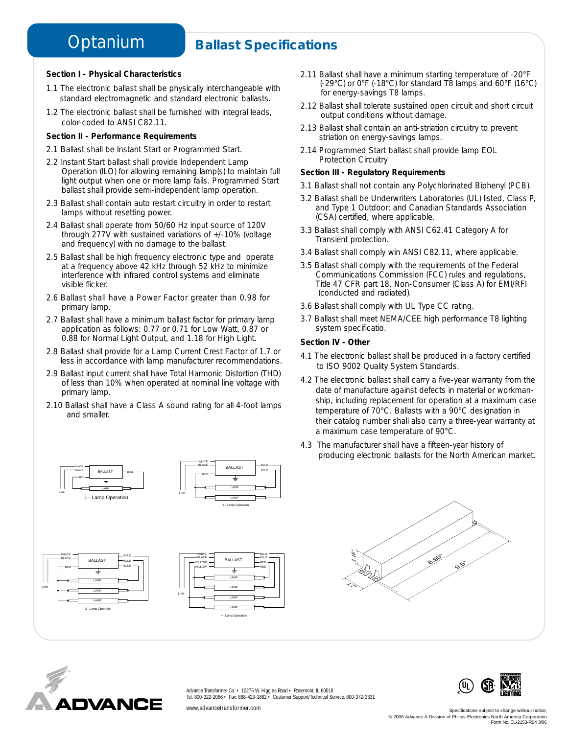# Optanium

## Ballast Specifications

### Section I - Physical Characteristics

1.1 The electronic ballast shall be physically interchangeable with standard electromagnetic and standard electronic ballasts.

1.2 The electronic ballast shall be furnished with integral leads, color-coded to ANSI C82.11.

### Section II - Performance Requirements

2.1 Ballast shall be Instant Start or Programmed Start.

2.2 Instant Start ballast shall provide Independent Lamp Operation (ILO) for allowing remaining lamp(s) to maintain full light output when one or more lamps fail. Programmed Start ballast shall provide semi-independent lamp operation.

2.3 Ballast shall contain auto restart circuitry in order to restart lamps without resetting power.

2.4 Ballast shall operate from 50/60 Hz input source of 120V through 277V with sustained variations of +/-10% (voltage and frequency) with no damage to the ballast.

2.5 Ballast shall be high frequency electronic type and operate at a frequency above 42 kHz through 52 kHz to minimize interference with infrared control systems and eliminate visible flicker.

2.6 Ballast shall have a Power Factor greater than 0.98 for primary lamp.

2.7 Ballast shall have a minimum ballast factor for primary lamp application as follows: 0.77 or 0.71 for Low Watt, 0.87 or 0.88 for Normal Light Output, and 1.18 for High Light.

2.8 Ballast shall provide for a Lamp Current Crest Factor of 1.7 or less in accordance with lamp manufacturer recommendations.

2.9 Ballast input current shall have Total Harmonic Distortion (THD) of less than 10% when operated at nominal line voltage with primary lamp.

2.10 Ballast shall have a Class A sound rating for all 4-foot lamps and smaller.

2.11 Ballast shall have a minimum starting temperature of -20°F (-29°C) or 0°F (-18°C) for standard T8 lamps and 60°F (16°C) for energy-savings T8 lamps.

2.12 Ballast shall tolerate sustained open circuit and short circuit output conditions without damage.

2.13 Ballast shall contain an anti-striation circuitry to prevent striation on energy-savings lamps.

2.14 Programmed Start ballast shall provide lamp EOL Protection Circuitry

### Section III - Regulatory Requirements

3.1 Ballast shall not contain any Polychlorinated Biphenyl (PCB).

3.2 Ballast shall be Underwriters Laboratories (UL) listed, Class P, and Type 1 Outdoor; and Canadian Standards Association (CSA) certified, where applicable.

3.3 Ballast shall comply with ANSI C62.41 Category A for Transient protection.

3.4 Ballast shall comply win ANSI C82.11, where applicable.

3.5 Ballast shall comply with the requirements of the Federal Communications Commission (FCC) rules and regulations, Title 47 CFR part 18, Non-Consumer (Class A) for EMI/RFI (conducted and radiated).

3.6 Ballast shall comply with UL Type CC rating.

3.7 Ballast shall meet NEMA/CEE high performance T8 lighting system specificatio.

### Section IV - Other

4.1 The electronic ballast shall be produced in a factory certified to ISO 9002 Quality System Standards.

4.2 The electronic ballast shall carry a five-year warranty from the date of manufacture against defects in material or workmanship, including replacement for operation at a maximum case temperature of 70°C. Ballasts with a 90°C designation in their catalog number shall also carry a three-year warranty at a maximum case temperature of 90°C.

4.3 The manufacturer shall have a fifteen-year history of producing electronic ballasts for the North American market.

1 - Lamp Operation

2 - Lamp Operation

3 - Lamp Operation

4 - Lamp Operation

1.18"
1.7"
8.90"
9.5"

Advance Transformer Co. • 10275 W. Higgins Road • Rosemont, IL 60018
Tel: 800-322-2086 • Fax: 888-423-1882 • Customer Support/Technical Service: 800-372-3331

www.advancetransformer.com

Specifications subject to change without notice.
© 2006 Advance A Division of Philips Electronics North America Corporation
Form No. EL-2153-R04 3/06